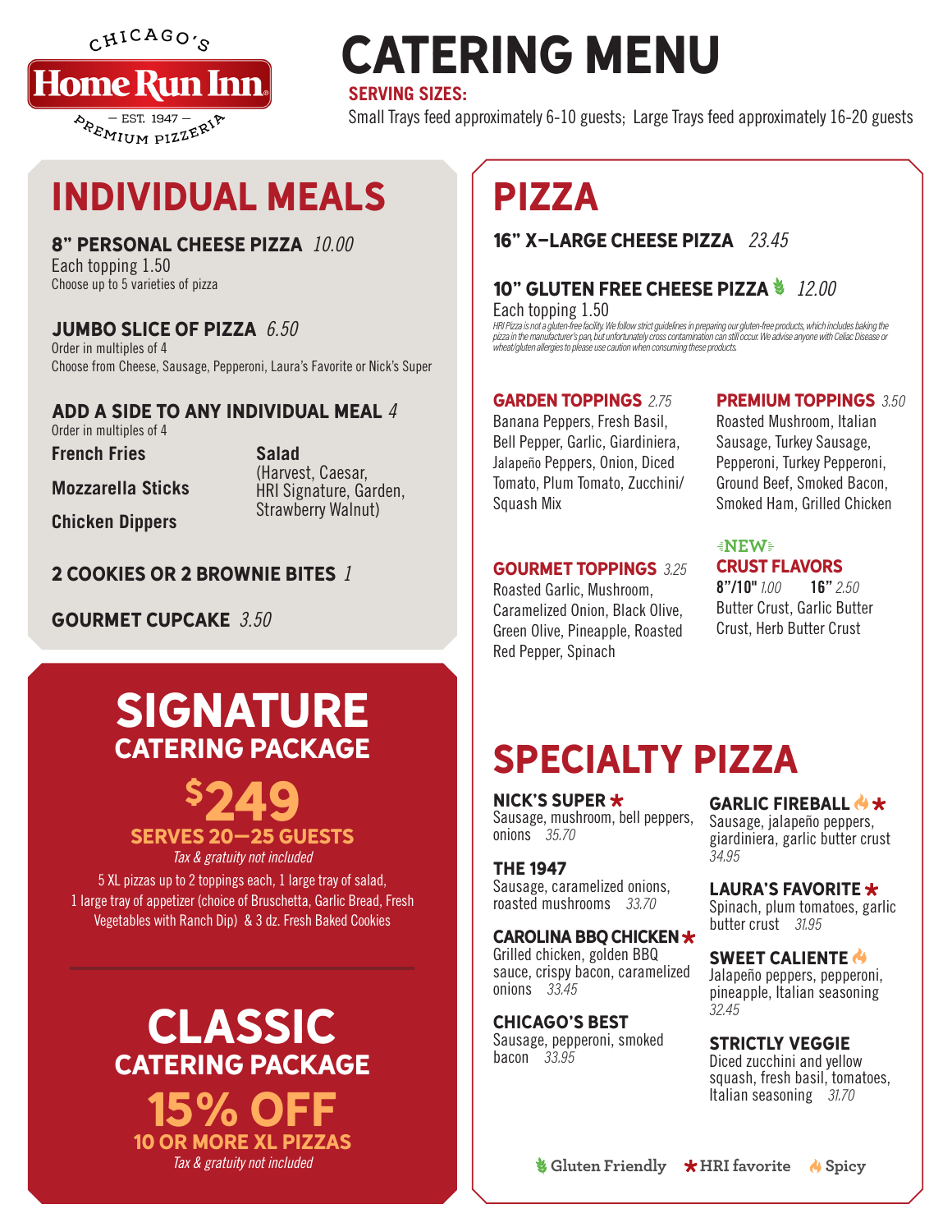CHICAGO'S **Home Run Inn** — EST. 1947 — PREMIUM PIZZERIA

# CATERING MENU

**SERVING SIZES:**
Small Trays feed approximately 6-10 guests; Large Trays feed approximately 16-20 guests

## INDIVIDUAL MEALS

**8" PERSONAL CHEESE PIZZA** *10.00*
Each topping 1.50
Choose up to 5 varieties of pizza

**JUMBO SLICE OF PIZZA** *6.50*
Order in multiples of 4
Choose from Cheese, Sausage, Pepperoni, Laura's Favorite or Nick's Super

**ADD A SIDE TO ANY INDIVIDUAL MEAL** *4*
Order in multiples of 4

**French Fries**

**Mozzarella Sticks**

**Chicken Dippers**

**Salad**
(Harvest, Caesar, HRI Signature, Garden, Strawberry Walnut)

**2 COOKIES OR 2 BROWNIE BITES** *1*

**GOURMET CUPCAKE** *3.50*

## SIGNATURE CATERING PACKAGE

**$249**

**SERVES 20—25 GUESTS**
*Tax & gratuity not included*

5 XL pizzas up to 2 toppings each, 1 large tray of salad, 1 large tray of appetizer (choice of Bruschetta, Garlic Bread, Fresh Vegetables with Ranch Dip) & 3 dz. Fresh Baked Cookies

## CLASSIC CATERING PACKAGE

**15% OFF**

**10 OR MORE XL PIZZAS**
*Tax & gratuity not included*

## PIZZA

**16" X–LARGE CHEESE PIZZA** *23.45*

**10" GLUTEN FREE CHEESE PIZZA** (Gluten Friendly) *12.00*
Each topping 1.50
*HRI Pizza is not a gluten-free facility. We follow strict guidelines in preparing our gluten-free products, which includes baking the pizza in the manufacturer's pan, but unfortunately cross contamination can still occur. We advise anyone with Celiac Disease or wheat/gluten allergies to please use caution when consuming these products.*

**GARDEN TOPPINGS** *2.75*
Banana Peppers, Fresh Basil, Bell Pepper, Garlic, Giardiniera, Jalapeño Peppers, Onion, Diced Tomato, Plum Tomato, Zucchini/ Squash Mix

**PREMIUM TOPPINGS** *3.50*
Roasted Mushroom, Italian Sausage, Turkey Sausage, Pepperoni, Turkey Pepperoni, Ground Beef, Smoked Bacon, Smoked Ham, Grilled Chicken

**GOURMET TOPPINGS** *3.25*
Roasted Garlic, Mushroom, Caramelized Onion, Black Olive, Green Olive, Pineapple, Roasted Red Pepper, Spinach

**NEW**
**CRUST FLAVORS**
**8"/10"** *1.00* **16"** *2.50*
Butter Crust, Garlic Butter Crust, Herb Butter Crust

## SPECIALTY PIZZA

**NICK'S SUPER** * 
Sausage, mushroom, bell peppers, onions *35.70*

**THE 1947**
Sausage, caramelized onions, roasted mushrooms *33.70*

**CAROLINA BBQ CHICKEN** * 
Grilled chicken, golden BBQ sauce, crispy bacon, caramelized onions *33.45*

**CHICAGO'S BEST**
Sausage, pepperoni, smoked bacon *33.95*

**GARLIC FIREBALL** (Spicy) * 
Sausage, jalapeño peppers, giardiniera, garlic butter crust *34.95*

**LAURA'S FAVORITE** * 
Spinach, plum tomatoes, garlic butter crust *31.95*

**SWEET CALIENTE** (Spicy)
Jalapeño peppers, pepperoni, pineapple, Italian seasoning *32.45*

**STRICTLY VEGGIE**
Diced zucchini and yellow squash, fresh basil, tomatoes, Italian seasoning *31.70*

Gluten Friendly * HRI favorite Spicy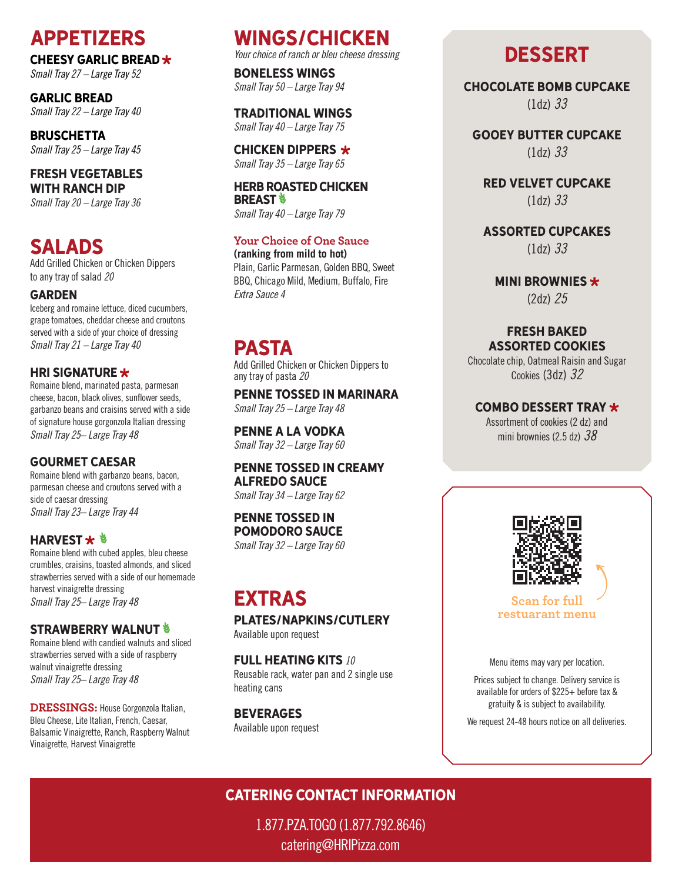# APPETIZERS

**CHEESY GARLIC BREAD** *
*Small Tray 27 – Large Tray 52*

**GARLIC BREAD**
*Small Tray 22 – Large Tray 40*

**BRUSCHETTA**
*Small Tray 25 – Large Tray 45*

**FRESH VEGETABLES WITH RANCH DIP**
*Small Tray 20 – Large Tray 36*

# SALADS

Add Grilled Chicken or Chicken Dippers to any tray of salad *20*

**GARDEN**
Iceberg and romaine lettuce, diced cucumbers, grape tomatoes, cheddar cheese and croutons served with a side of your choice of dressing
*Small Tray 21 – Large Tray 40*

**HRI SIGNATURE** *
Romaine blend, marinated pasta, parmesan cheese, bacon, black olives, sunflower seeds, garbanzo beans and craisins served with a side of signature house gorgonzola Italian dressing
*Small Tray 25– Large Tray 48*

**GOURMET CAESAR**
Romaine blend with garbanzo beans, bacon, parmesan cheese and croutons served with a side of caesar dressing
*Small Tray 23– Large Tray 44*

**HARVEST** *
Romaine blend with cubed apples, bleu cheese crumbles, craisins, toasted almonds, and sliced strawberries served with a side of our homemade harvest vinaigrette dressing
*Small Tray 25– Large Tray 48*

**STRAWBERRY WALNUT**
Romaine blend with candied walnuts and sliced strawberries served with a side of raspberry walnut vinaigrette dressing
*Small Tray 25– Large Tray 48*

**DRESSINGS:** House Gorgonzola Italian, Bleu Cheese, Lite Italian, French, Caesar, Balsamic Vinaigrette, Ranch, Raspberry Walnut Vinaigrette, Harvest Vinaigrette

# WINGS/CHICKEN

*Your choice of ranch or bleu cheese dressing*

**BONELESS WINGS**
*Small Tray 50 – Large Tray 94*

**TRADITIONAL WINGS**
*Small Tray 40 – Large Tray 75*

**CHICKEN DIPPERS** *
*Small Tray 35 – Large Tray 65*

**HERB ROASTED CHICKEN BREAST**
*Small Tray 40 – Large Tray 79*

**Your Choice of One Sauce**
**(ranking from mild to hot)**
Plain, Garlic Parmesan, Golden BBQ, Sweet BBQ, Chicago Mild, Medium, Buffalo, Fire
*Extra Sauce 4*

# PASTA

Add Grilled Chicken or Chicken Dippers to any tray of pasta *20*

**PENNE TOSSED IN MARINARA**
*Small Tray 25 – Large Tray 48*

**PENNE A LA VODKA**
*Small Tray 32 – Large Tray 60*

**PENNE TOSSED IN CREAMY ALFREDO SAUCE**
*Small Tray 34 – Large Tray 62*

**PENNE TOSSED IN POMODORO SAUCE**
*Small Tray 32 – Large Tray 60*

# EXTRAS

**PLATES/NAPKINS/CUTLERY**
Available upon request

**FULL HEATING KITS** *10*
Reusable rack, water pan and 2 single use heating cans

**BEVERAGES**
Available upon request

# DESSERT

**CHOCOLATE BOMB CUPCAKE**
(1dz) *33*

**GOOEY BUTTER CUPCAKE**
(1dz) *33*

**RED VELVET CUPCAKE**
(1dz) *33*

**ASSORTED CUPCAKES**
(1dz) *33*

**MINI BROWNIES** *
(2dz) *25*

**FRESH BAKED ASSORTED COOKIES**
Chocolate chip, Oatmeal Raisin and Sugar Cookies (3dz) *32*

**COMBO DESSERT TRAY** *
Assortment of cookies (2 dz) and mini brownies (2.5 dz) *38*

Scan for full restuarant menu

Menu items may vary per location.

Prices subject to change. Delivery service is available for orders of $225+ before tax & gratuity & is subject to availability.

We request 24-48 hours notice on all deliveries.

## CATERING CONTACT INFORMATION

1.877.PZA.TOGO (1.877.792.8646)
catering@HRIPizza.com